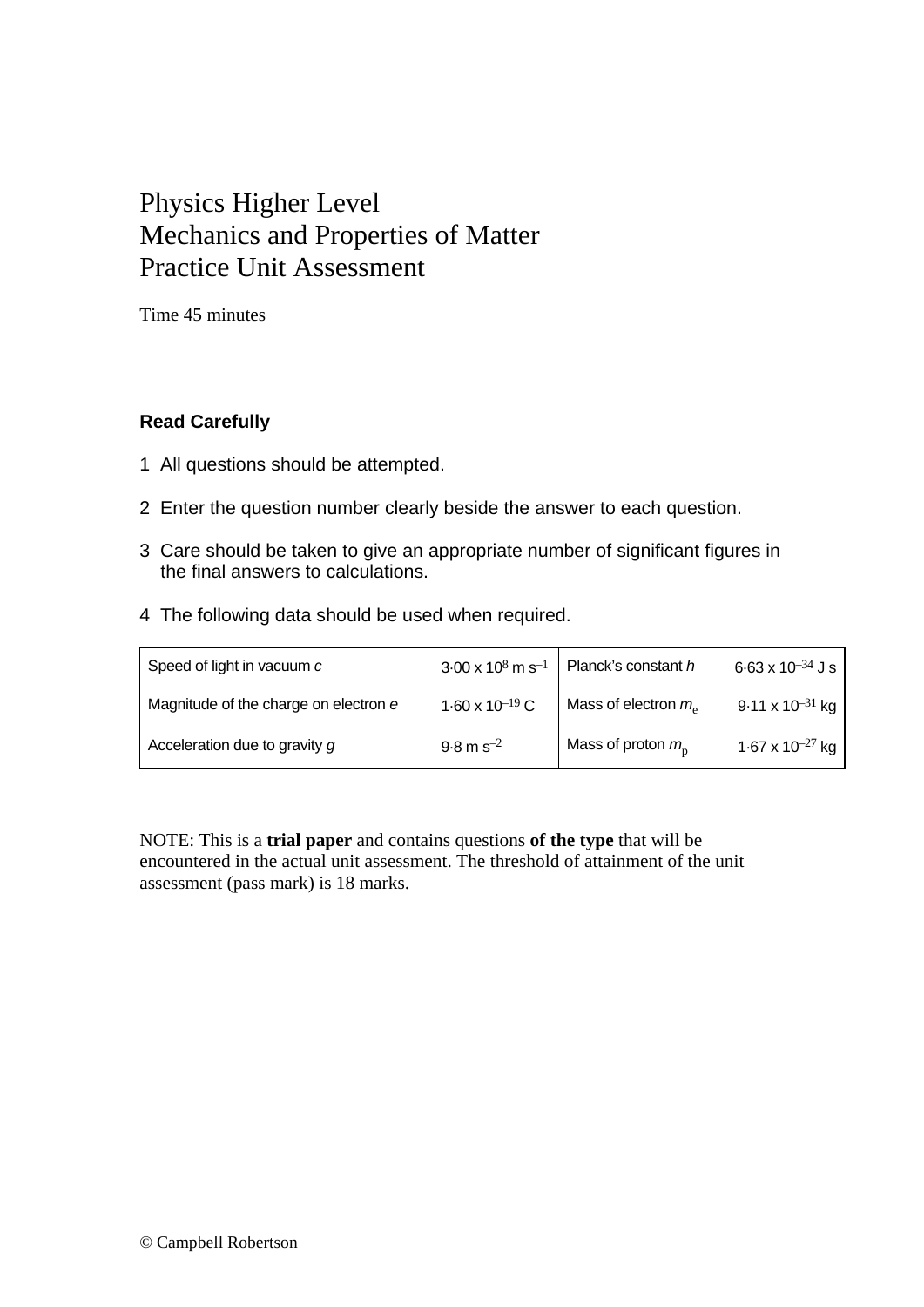# Physics Higher Level
# Mechanics and Properties of Matter
# Practice Unit Assessment

Time 45 minutes

**Read Carefully**

1. All questions should be attempted.
2. Enter the question number clearly beside the answer to each question.
3. Care should be taken to give an appropriate number of significant figures in the final answers to calculations.
4. The following data should be used when required.

| | | | |
|---|---|---|---|
| Speed of light in vacuum $c$ | $3{\cdot}00 \times 10^{8}$ m s$^{-1}$ | Planck's constant $h$ | $6{\cdot}63 \times 10^{-34}$ J s |
| Magnitude of the charge on electron $e$ | $1{\cdot}60 \times 10^{-19}$ C | Mass of electron $m_e$ | $9{\cdot}11 \times 10^{-31}$ kg |
| Acceleration due to gravity $g$ | $9{\cdot}8$ m s$^{-2}$ | Mass of proton $m_p$ | $1{\cdot}67 \times 10^{-27}$ kg |

NOTE: This is a **trial paper** and contains questions **of the type** that will be encountered in the actual unit assessment. The threshold of attainment of the unit assessment (pass mark) is 18 marks.

© Campbell Robertson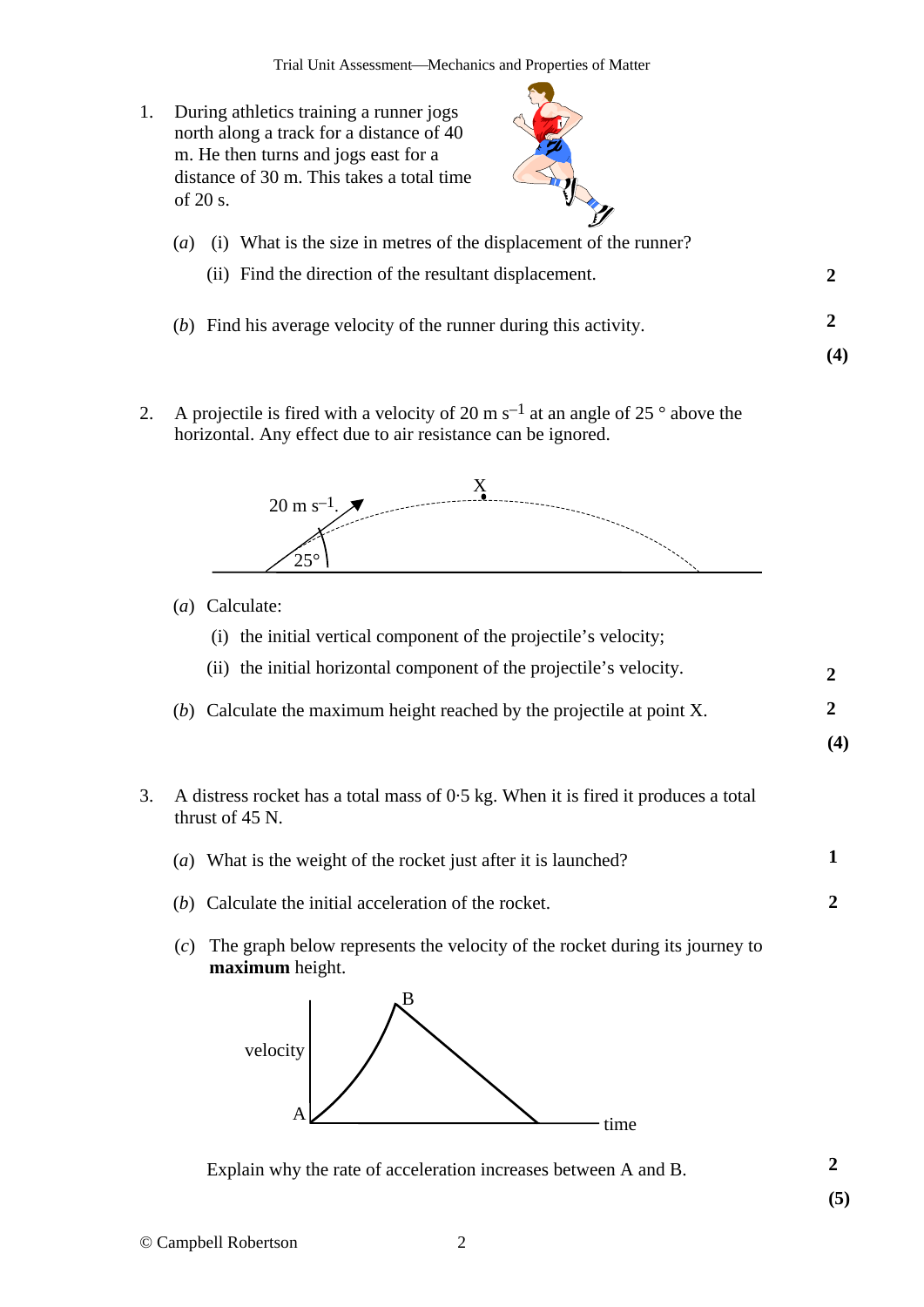1. During athletics training a runner jogs north along a track for a distance of 40 m. He then turns and jogs east for a distance of 30 m. This takes a total time of 20 s.

   (*a*) (i) What is the size in metres of the displacement of the runner?

   (ii) Find the direction of the resultant displacement. **2**

   (*b*) Find his average velocity of the runner during this activity. **2**

   **(4)**

2. A projectile is fired with a velocity of 20 m $s^{-1}$ at an angle of 25 ° above the horizontal. Any effect due to air resistance can be ignored.

   20 m $s^{-1}$ 25° X

   (*a*) Calculate:

   (i) the initial vertical component of the projectile's velocity;

   (ii) the initial horizontal component of the projectile's velocity. **2**

   (*b*) Calculate the maximum height reached by the projectile at point X. **2**

   **(4)**

3. A distress rocket has a total mass of 0·5 kg. When it is fired it produces a total thrust of 45 N.

   (*a*) What is the weight of the rocket just after it is launched? **1**

   (*b*) Calculate the initial acceleration of the rocket. **2**

   (*c*) The graph below represents the velocity of the rocket during its journey to **maximum** height.

   velocity A B time

   Explain why the rate of acceleration increases between A and B. **2**

   **(5)**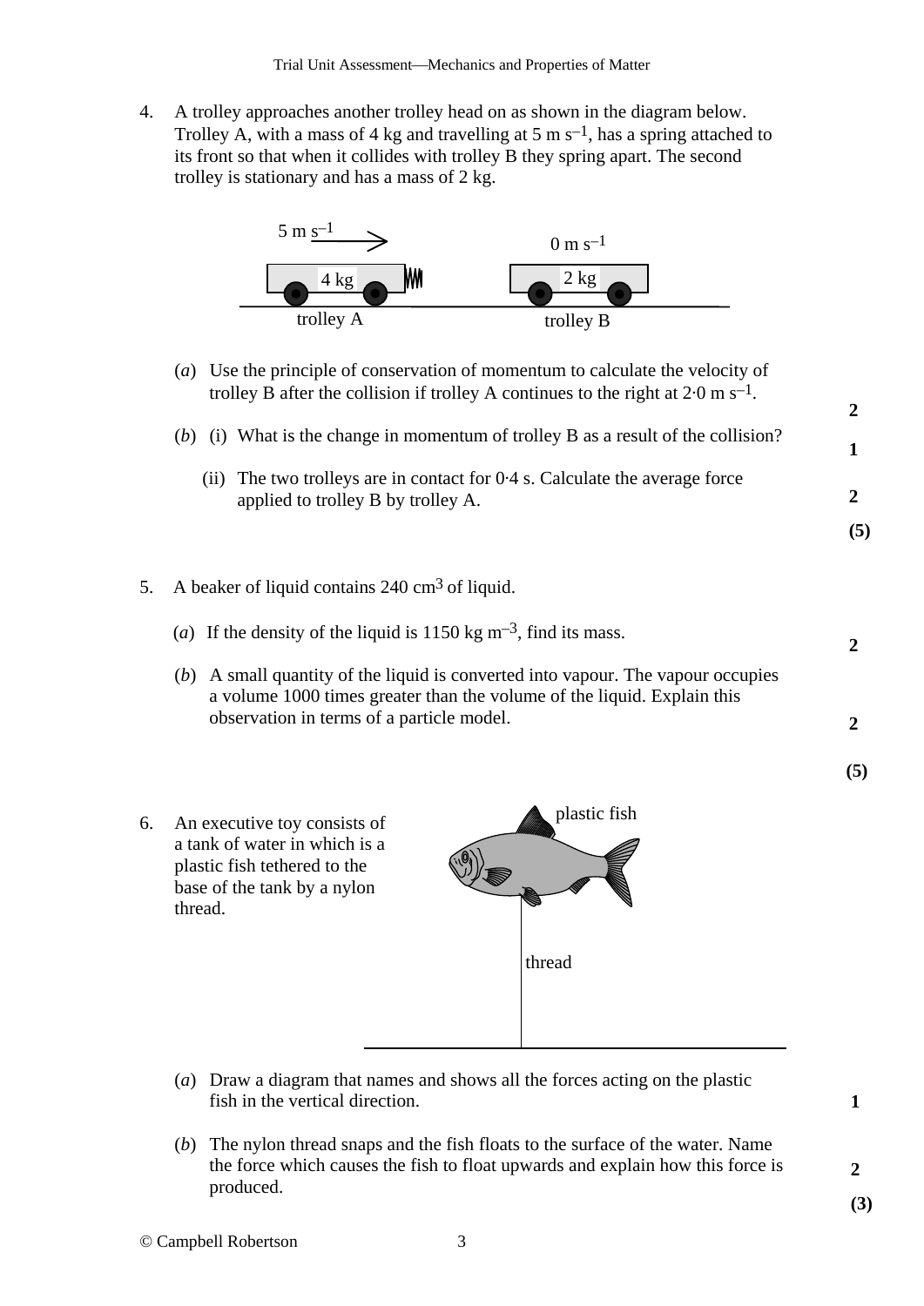4. A trolley approaches another trolley head on as shown in the diagram below. Trolley A, with a mass of 4 kg and travelling at 5 m s$^{-1}$, has a spring attached to its front so that when it collides with trolley B they spring apart. The second trolley is stationary and has a mass of 2 kg.

5 m s$^{-1}$ → 4 kg trolley A; 0 m s$^{-1}$ 2 kg trolley B

(*a*) Use the principle of conservation of momentum to calculate the velocity of trolley B after the collision if trolley A continues to the right at 2·0 m s$^{-1}$. **2**

(*b*) (i) What is the change in momentum of trolley B as a result of the collision? **1**

(ii) The two trolleys are in contact for 0·4 s. Calculate the average force applied to trolley B by trolley A. **2**

**(5)**

5. A beaker of liquid contains 240 cm$^3$ of liquid.

(*a*) If the density of the liquid is 1150 kg m$^{-3}$, find its mass. **2**

(*b*) A small quantity of the liquid is converted into vapour. The vapour occupies a volume 1000 times greater than the volume of the liquid. Explain this observation in terms of a particle model. **2**

**(5)**

6. An executive toy consists of a tank of water in which is a plastic fish tethered to the base of the tank by a nylon thread.

plastic fish

thread

(*a*) Draw a diagram that names and shows all the forces acting on the plastic fish in the vertical direction. **1**

(*b*) The nylon thread snaps and the fish floats to the surface of the water. Name the force which causes the fish to float upwards and explain how this force is produced. **2**

**(3)**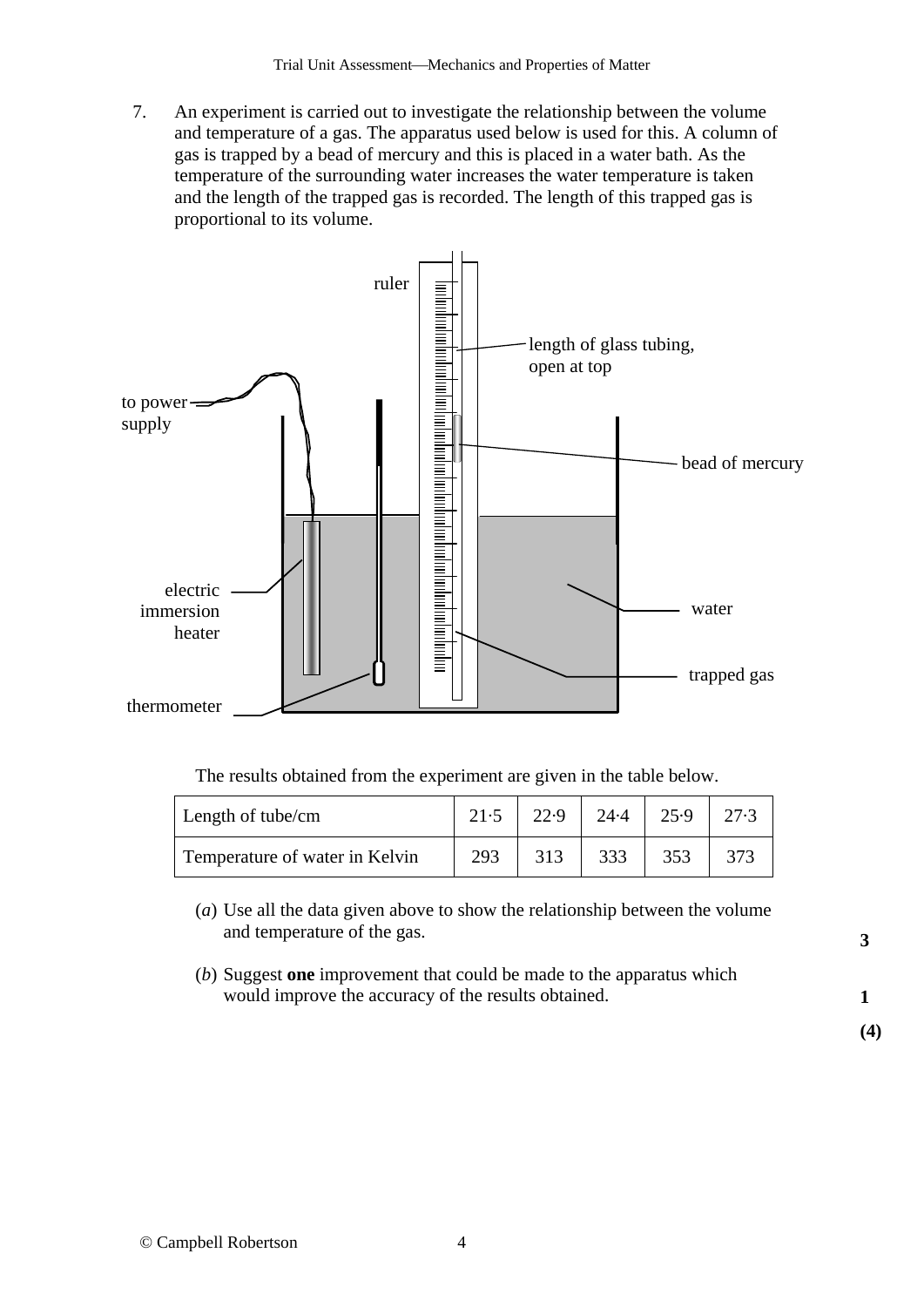7. An experiment is carried out to investigate the relationship between the volume and temperature of a gas. The apparatus used below is used for this. A column of gas is trapped by a bead of mercury and this is placed in a water bath. As the temperature of the surrounding water increases the water temperature is taken and the length of the trapped gas is recorded. The length of this trapped gas is proportional to its volume.

ruler

length of glass tubing, open at top

to power supply

bead of mercury

electric immersion heater

water

trapped gas

thermometer

The results obtained from the experiment are given in the table below.

| | | | | | |
|---|---|---|---|---|---|
| Length of tube/cm | 21·5 | 22·9 | 24·4 | 25·9 | 27·3 |
| Temperature of water in Kelvin | 293 | 313 | 333 | 353 | 373 |

(*a*) Use all the data given above to show the relationship between the volume and temperature of the gas. **3**

(*b*) Suggest **one** improvement that could be made to the apparatus which would improve the accuracy of the results obtained. **1**

**(4)**